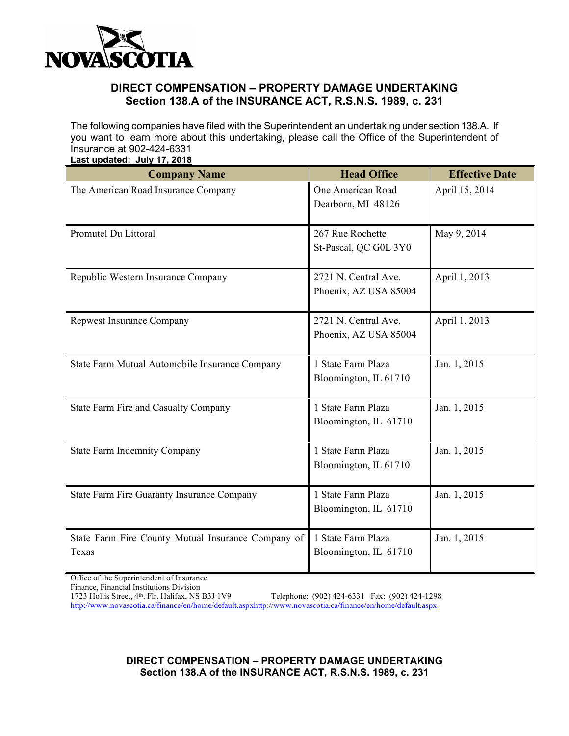NOVA SCOTIA

## DIRECT COMPENSATION – PROPERTY DAMAGE UNDERTAKING
## Section 138.A of the INSURANCE ACT, R.S.N.S. 1989, c. 231

The following companies have filed with the Superintendent an undertaking under section 138.A. If you want to learn more about this undertaking, please call the Office of the Superintendent of Insurance at 902-424-6331

**Last updated: July 17, 2018**

| Company Name | Head Office | Effective Date |
|---|---|---|
| The American Road Insurance Company | One American Road<br>Dearborn, MI 48126 | April 15, 2014 |
| Promutel Du Littoral | 267 Rue Rochette<br>St-Pascal, QC G0L 3Y0 | May 9, 2014 |
| Republic Western Insurance Company | 2721 N. Central Ave.<br>Phoenix, AZ USA 85004 | April 1, 2013 |
| Repwest Insurance Company | 2721 N. Central Ave.<br>Phoenix, AZ USA 85004 | April 1, 2013 |
| State Farm Mutual Automobile Insurance Company | 1 State Farm Plaza<br>Bloomington, IL 61710 | Jan. 1, 2015 |
| State Farm Fire and Casualty Company | 1 State Farm Plaza<br>Bloomington, IL 61710 | Jan. 1, 2015 |
| State Farm Indemnity Company | 1 State Farm Plaza<br>Bloomington, IL 61710 | Jan. 1, 2015 |
| State Farm Fire Guaranty Insurance Company | 1 State Farm Plaza<br>Bloomington, IL 61710 | Jan. 1, 2015 |
| State Farm Fire County Mutual Insurance Company of Texas | 1 State Farm Plaza<br>Bloomington, IL 61710 | Jan. 1, 2015 |

Office of the Superintendent of Insurance
Finance, Financial Institutions Division
1723 Hollis Street, 4th. Flr. Halifax, NS B3J 1V9 Telephone: (902) 424-6331 Fax: (902) 424-1298
http://www.novascotia.ca/finance/en/home/default.aspxhttp://www.novascotia.ca/finance/en/home/default.aspx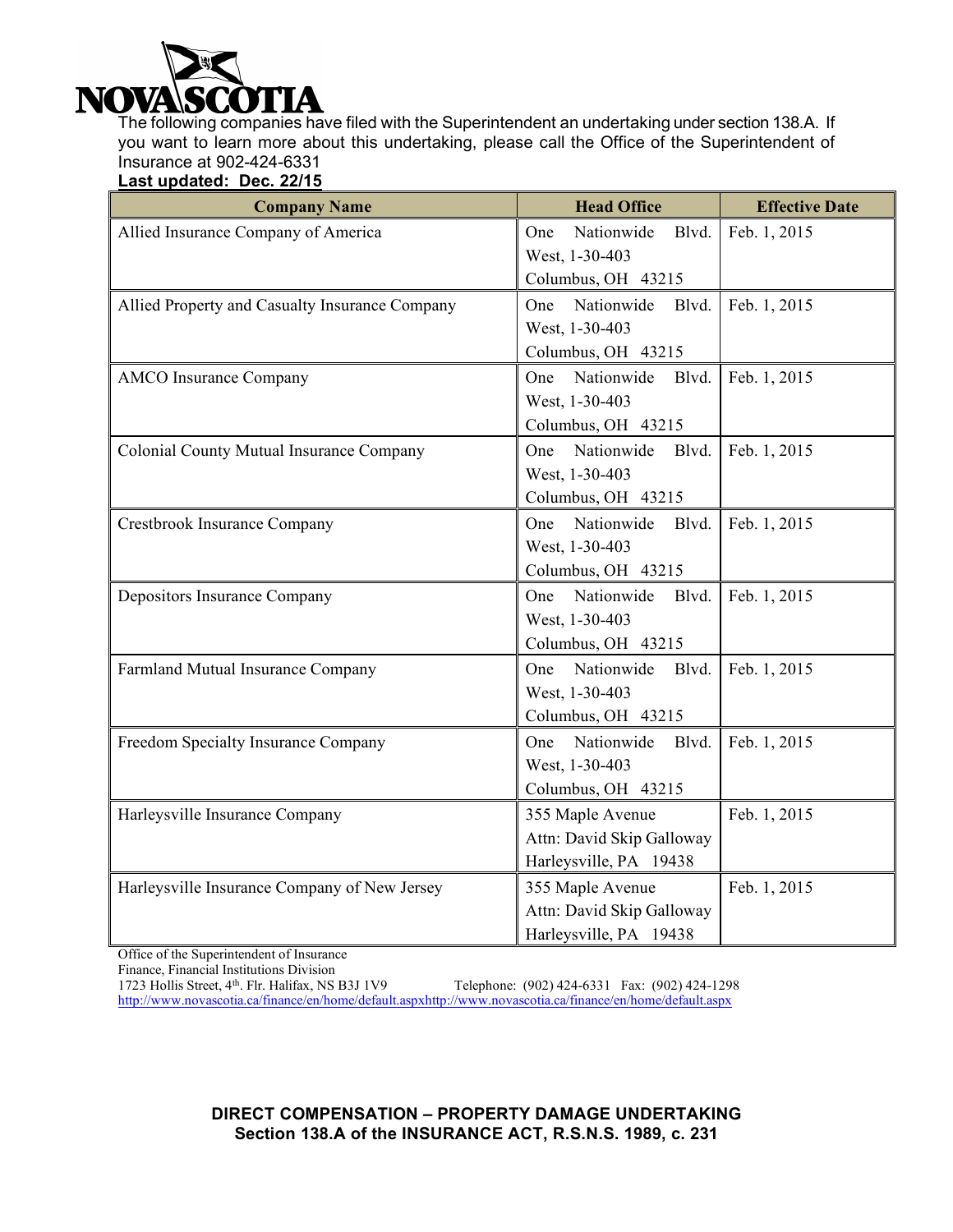The following companies have filed with the Superintendent an undertaking under section 138.A. If you want to learn more about this undertaking, please call the Office of the Superintendent of Insurance at 902-424-6331

**Last updated: Dec. 22/15**

| Company Name | Head Office | Effective Date |
|---|---|---|
| Allied Insurance Company of America | One Nationwide Blvd. West, 1-30-403 Columbus, OH 43215 | Feb. 1, 2015 |
| Allied Property and Casualty Insurance Company | One Nationwide Blvd. West, 1-30-403 Columbus, OH 43215 | Feb. 1, 2015 |
| AMCO Insurance Company | One Nationwide Blvd. West, 1-30-403 Columbus, OH 43215 | Feb. 1, 2015 |
| Colonial County Mutual Insurance Company | One Nationwide Blvd. West, 1-30-403 Columbus, OH 43215 | Feb. 1, 2015 |
| Crestbrook Insurance Company | One Nationwide Blvd. West, 1-30-403 Columbus, OH 43215 | Feb. 1, 2015 |
| Depositors Insurance Company | One Nationwide Blvd. West, 1-30-403 Columbus, OH 43215 | Feb. 1, 2015 |
| Farmland Mutual Insurance Company | One Nationwide Blvd. West, 1-30-403 Columbus, OH 43215 | Feb. 1, 2015 |
| Freedom Specialty Insurance Company | One Nationwide Blvd. West, 1-30-403 Columbus, OH 43215 | Feb. 1, 2015 |
| Harleysville Insurance Company | 355 Maple Avenue Attn: David Skip Galloway Harleysville, PA 19438 | Feb. 1, 2015 |
| Harleysville Insurance Company of New Jersey | 355 Maple Avenue Attn: David Skip Galloway Harleysville, PA 19438 | Feb. 1, 2015 |

Office of the Superintendent of Insurance
Finance, Financial Institutions Division
1723 Hollis Street, 4th. Flr. Halifax, NS B3J 1V9 Telephone: (902) 424-6331 Fax: (902) 424-1298
http://www.novascotia.ca/finance/en/home/default.aspxhttp://www.novascotia.ca/finance/en/home/default.aspx

**DIRECT COMPENSATION – PROPERTY DAMAGE UNDERTAKING**
**Section 138.A of the INSURANCE ACT, R.S.N.S. 1989, c. 231**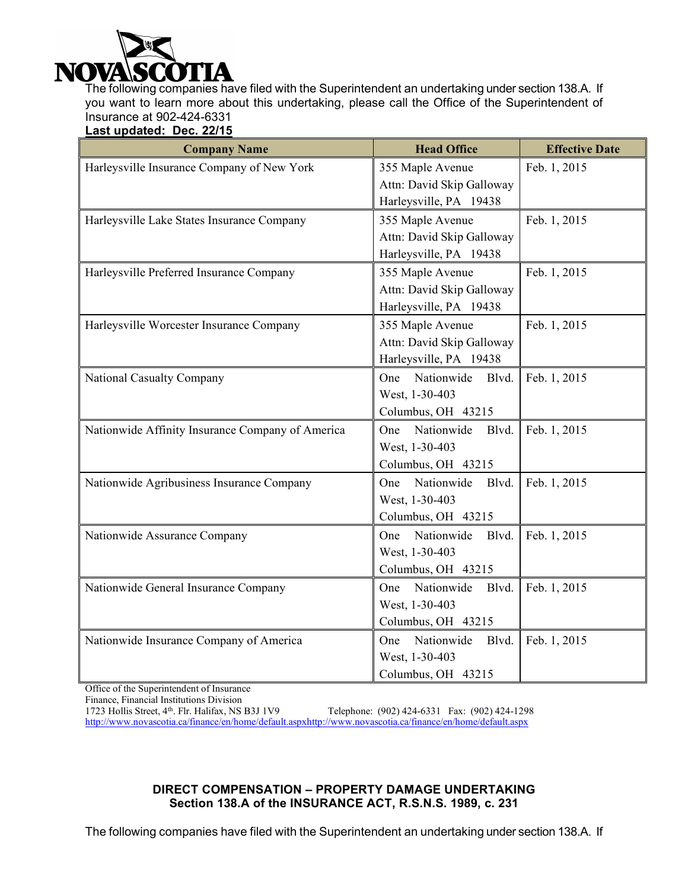The following companies have filed with the Superintendent an undertaking under section 138.A. If you want to learn more about this undertaking, please call the Office of the Superintendent of Insurance at 902-424-6331

**Last updated: Dec. 22/15**

| Company Name | Head Office | Effective Date |
|---|---|---|
| Harleysville Insurance Company of New York | 355 Maple Avenue Attn: David Skip Galloway Harleysville, PA 19438 | Feb. 1, 2015 |
| Harleysville Lake States Insurance Company | 355 Maple Avenue Attn: David Skip Galloway Harleysville, PA 19438 | Feb. 1, 2015 |
| Harleysville Preferred Insurance Company | 355 Maple Avenue Attn: David Skip Galloway Harleysville, PA 19438 | Feb. 1, 2015 |
| Harleysville Worcester Insurance Company | 355 Maple Avenue Attn: David Skip Galloway Harleysville, PA 19438 | Feb. 1, 2015 |
| National Casualty Company | One Nationwide Blvd. West, 1-30-403 Columbus, OH 43215 | Feb. 1, 2015 |
| Nationwide Affinity Insurance Company of America | One Nationwide Blvd. West, 1-30-403 Columbus, OH 43215 | Feb. 1, 2015 |
| Nationwide Agribusiness Insurance Company | One Nationwide Blvd. West, 1-30-403 Columbus, OH 43215 | Feb. 1, 2015 |
| Nationwide Assurance Company | One Nationwide Blvd. West, 1-30-403 Columbus, OH 43215 | Feb. 1, 2015 |
| Nationwide General Insurance Company | One Nationwide Blvd. West, 1-30-403 Columbus, OH 43215 | Feb. 1, 2015 |
| Nationwide Insurance Company of America | One Nationwide Blvd. West, 1-30-403 Columbus, OH 43215 | Feb. 1, 2015 |

Office of the Superintendent of Insurance
Finance, Financial Institutions Division
1723 Hollis Street, 4th. Flr. Halifax, NS B3J 1V9 Telephone: (902) 424-6331 Fax: (902) 424-1298
http://www.novascotia.ca/finance/en/home/default.aspxhttp://www.novascotia.ca/finance/en/home/default.aspx

**DIRECT COMPENSATION – PROPERTY DAMAGE UNDERTAKING**
**Section 138.A of the INSURANCE ACT, R.S.N.S. 1989, c. 231**

The following companies have filed with the Superintendent an undertaking under section 138.A. If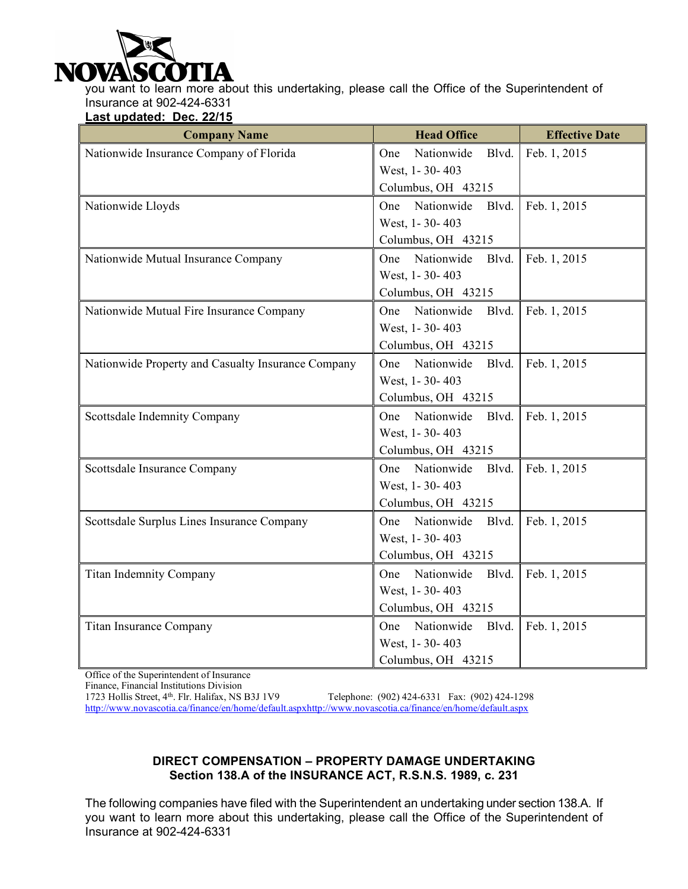you want to learn more about this undertaking, please call the Office of the Superintendent of Insurance at 902-424-6331

**Last updated: Dec. 22/15**

| Company Name | Head Office | Effective Date |
|---|---|---|
| Nationwide Insurance Company of Florida | One Nationwide Blvd. West, 1- 30- 403 Columbus, OH 43215 | Feb. 1, 2015 |
| Nationwide Lloyds | One Nationwide Blvd. West, 1- 30- 403 Columbus, OH 43215 | Feb. 1, 2015 |
| Nationwide Mutual Insurance Company | One Nationwide Blvd. West, 1- 30- 403 Columbus, OH 43215 | Feb. 1, 2015 |
| Nationwide Mutual Fire Insurance Company | One Nationwide Blvd. West, 1- 30- 403 Columbus, OH 43215 | Feb. 1, 2015 |
| Nationwide Property and Casualty Insurance Company | One Nationwide Blvd. West, 1- 30- 403 Columbus, OH 43215 | Feb. 1, 2015 |
| Scottsdale Indemnity Company | One Nationwide Blvd. West, 1- 30- 403 Columbus, OH 43215 | Feb. 1, 2015 |
| Scottsdale Insurance Company | One Nationwide Blvd. West, 1- 30- 403 Columbus, OH 43215 | Feb. 1, 2015 |
| Scottsdale Surplus Lines Insurance Company | One Nationwide Blvd. West, 1- 30- 403 Columbus, OH 43215 | Feb. 1, 2015 |
| Titan Indemnity Company | One Nationwide Blvd. West, 1- 30- 403 Columbus, OH 43215 | Feb. 1, 2015 |
| Titan Insurance Company | One Nationwide Blvd. West, 1- 30- 403 Columbus, OH 43215 | Feb. 1, 2015 |

Office of the Superintendent of Insurance
Finance, Financial Institutions Division
1723 Hollis Street, 4th. Flr. Halifax, NS B3J 1V9 Telephone: (902) 424-6331 Fax: (902) 424-1298
http://www.novascotia.ca/finance/en/home/default.aspxhttp://www.novascotia.ca/finance/en/home/default.aspx

**DIRECT COMPENSATION – PROPERTY DAMAGE UNDERTAKING**
**Section 138.A of the INSURANCE ACT, R.S.N.S. 1989, c. 231**

The following companies have filed with the Superintendent an undertaking under section 138.A. If you want to learn more about this undertaking, please call the Office of the Superintendent of Insurance at 902-424-6331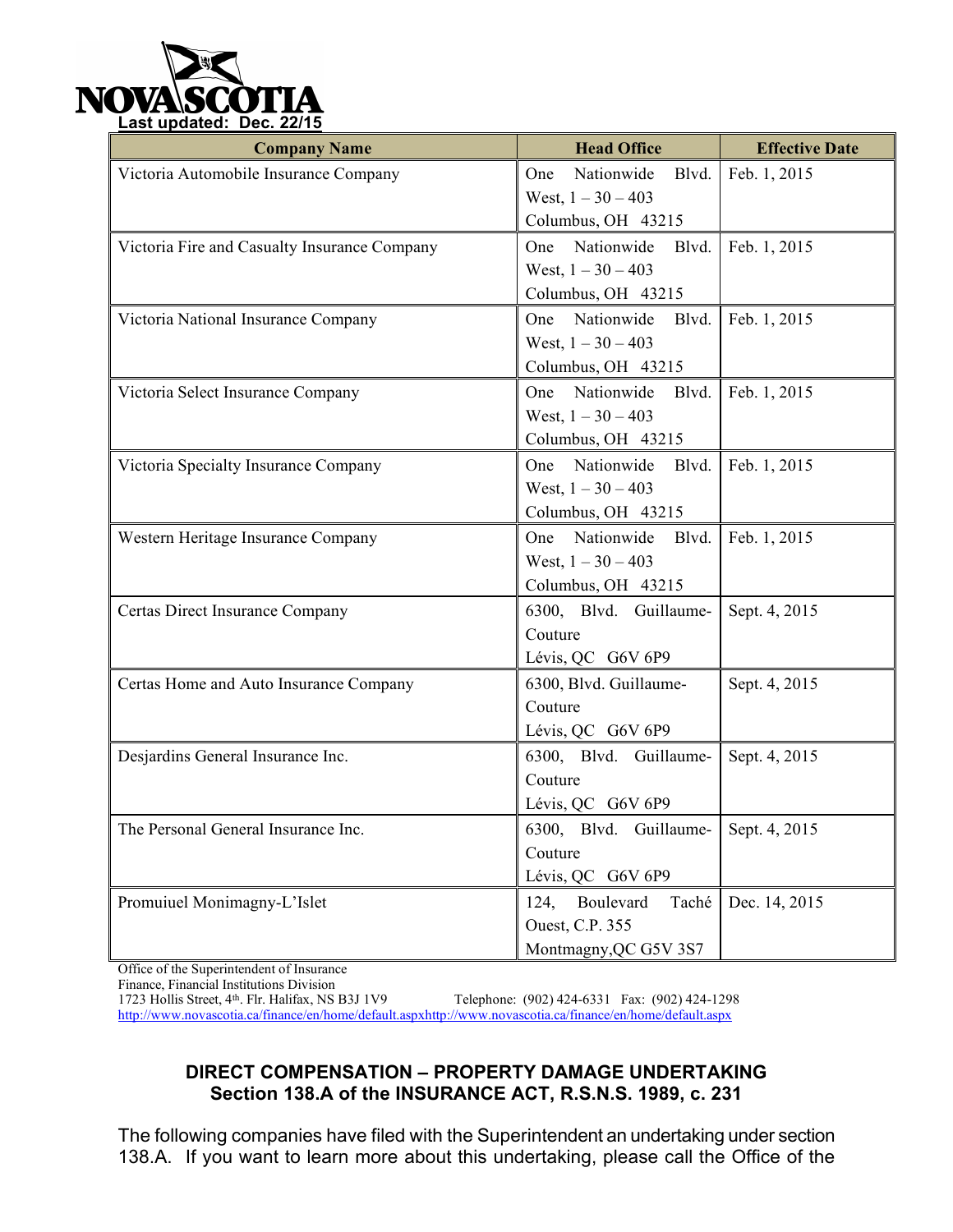Last updated: Dec. 22/15

| Company Name | Head Office | Effective Date |
|---|---|---|
| Victoria Automobile Insurance Company | One Nationwide Blvd. West, 1 – 30 – 403 Columbus, OH 43215 | Feb. 1, 2015 |
| Victoria Fire and Casualty Insurance Company | One Nationwide Blvd. West, 1 – 30 – 403 Columbus, OH 43215 | Feb. 1, 2015 |
| Victoria National Insurance Company | One Nationwide Blvd. West, 1 – 30 – 403 Columbus, OH 43215 | Feb. 1, 2015 |
| Victoria Select Insurance Company | One Nationwide Blvd. West, 1 – 30 – 403 Columbus, OH 43215 | Feb. 1, 2015 |
| Victoria Specialty Insurance Company | One Nationwide Blvd. West, 1 – 30 – 403 Columbus, OH 43215 | Feb. 1, 2015 |
| Western Heritage Insurance Company | One Nationwide Blvd. West, 1 – 30 – 403 Columbus, OH 43215 | Feb. 1, 2015 |
| Certas Direct Insurance Company | 6300, Blvd. Guillaume-Couture Lévis, QC G6V 6P9 | Sept. 4, 2015 |
| Certas Home and Auto Insurance Company | 6300, Blvd. Guillaume-Couture Lévis, QC G6V 6P9 | Sept. 4, 2015 |
| Desjardins General Insurance Inc. | 6300, Blvd. Guillaume-Couture Lévis, QC G6V 6P9 | Sept. 4, 2015 |
| The Personal General Insurance Inc. | 6300, Blvd. Guillaume-Couture Lévis, QC G6V 6P9 | Sept. 4, 2015 |
| Promuiuel Monimagny-L'Islet | 124, Boulevard Taché Ouest, C.P. 355 Montmagny,QC G5V 3S7 | Dec. 14, 2015 |

Office of the Superintendent of Insurance
Finance, Financial Institutions Division
1723 Hollis Street, 4th. Flr. Halifax, NS B3J 1V9 Telephone: (902) 424-6331 Fax: (902) 424-1298
http://www.novascotia.ca/finance/en/home/default.aspxhttp://www.novascotia.ca/finance/en/home/default.aspx

## DIRECT COMPENSATION – PROPERTY DAMAGE UNDERTAKING
## Section 138.A of the INSURANCE ACT, R.S.N.S. 1989, c. 231

The following companies have filed with the Superintendent an undertaking under section 138.A. If you want to learn more about this undertaking, please call the Office of the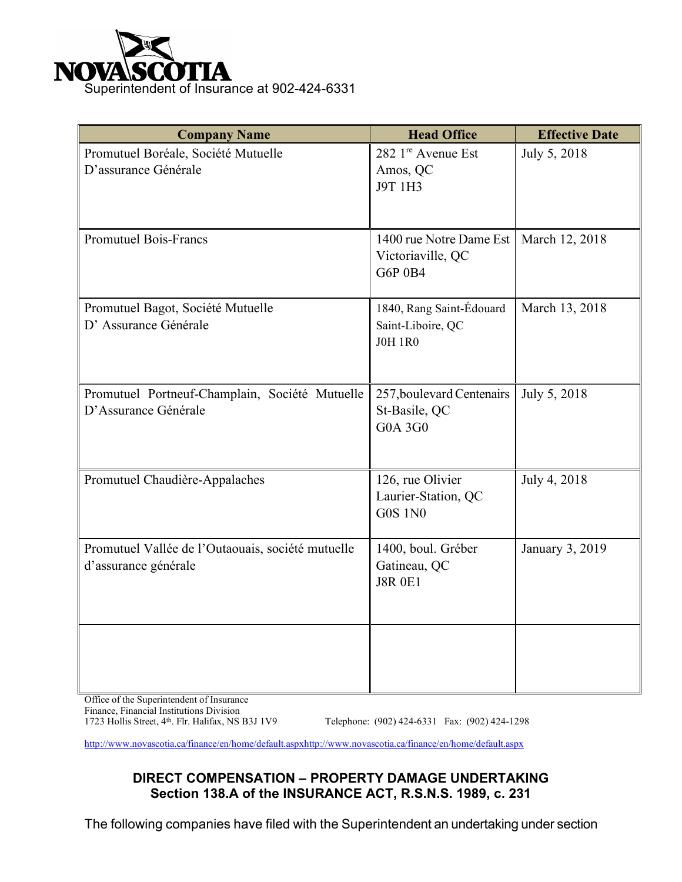Superintendent of Insurance at 902-424-6331

| Company Name | Head Office | Effective Date |
|---|---|---|
| Promutuel Boréale, Société Mutuelle D'assurance Générale | 282 1re Avenue Est<br>Amos, QC<br>J9T 1H3 | July 5, 2018 |
| Promutuel Bois-Francs | 1400 rue Notre Dame Est<br>Victoriaville, QC<br>G6P 0B4 | March 12, 2018 |
| Promutuel Bagot, Société Mutuelle D' Assurance Générale | 1840, Rang Saint-Édouard<br>Saint-Liboire, QC<br>J0H 1R0 | March 13, 2018 |
| Promutuel Portneuf-Champlain, Société Mutuelle D'Assurance Générale | 257,boulevard Centenairs<br>St-Basile, QC<br>G0A 3G0 | July 5, 2018 |
| Promutuel Chaudière-Appalaches | 126, rue Olivier<br>Laurier-Station, QC<br>G0S 1N0 | July 4, 2018 |
| Promutuel Vallée de l'Outaouais, société mutuelle d'assurance générale | 1400, boul. Gréber<br>Gatineau, QC<br>J8R 0E1 | January 3, 2019 |
| | | |

Office of the Superintendent of Insurance
Finance, Financial Institutions Division
1723 Hollis Street, 4th. Flr. Halifax, NS B3J 1V9 Telephone: (902) 424-6331 Fax: (902) 424-1298

http://www.novascotia.ca/finance/en/home/default.aspxhttp://www.novascotia.ca/finance/en/home/default.aspx

## DIRECT COMPENSATION – PROPERTY DAMAGE UNDERTAKING
## Section 138.A of the INSURANCE ACT, R.S.N.S. 1989, c. 231

The following companies have filed with the Superintendent an undertaking under section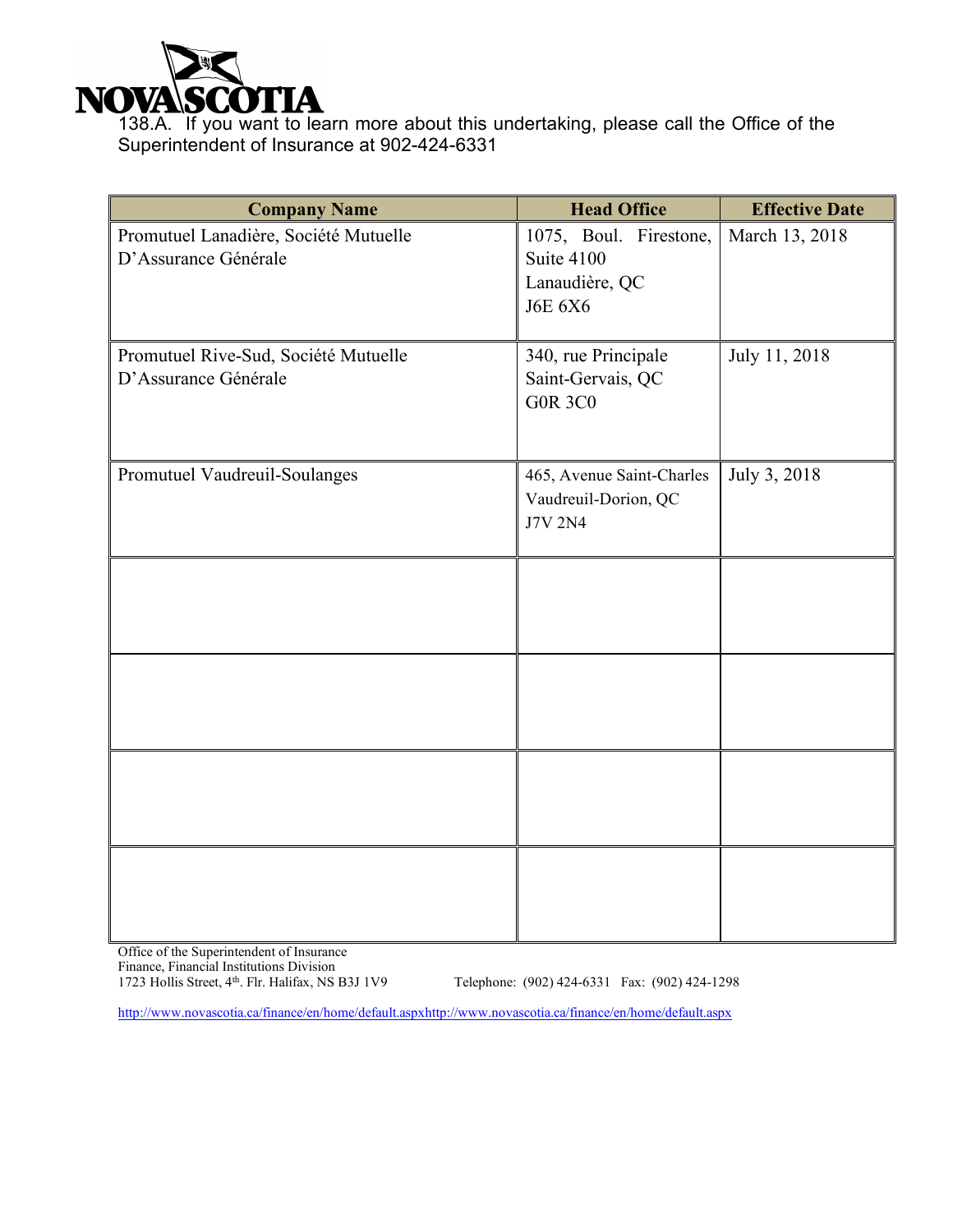138.A. If you want to learn more about this undertaking, please call the Office of the Superintendent of Insurance at 902-424-6331

| Company Name | Head Office | Effective Date |
|---|---|---|
| Promutuel Lanadière, Société Mutuelle D'Assurance Générale | 1075, Boul. Firestone, Suite 4100 Lanaudière, QC J6E 6X6 | March 13, 2018 |
| Promutuel Rive-Sud, Société Mutuelle D'Assurance Générale | 340, rue Principale Saint-Gervais, QC G0R 3C0 | July 11, 2018 |
| Promutuel Vaudreuil-Soulanges | 465, Avenue Saint-Charles Vaudreuil-Dorion, QC J7V 2N4 | July 3, 2018 |
| | | |
| | | |
| | | |
| | | |

Office of the Superintendent of Insurance
Finance, Financial Institutions Division
1723 Hollis Street, 4th. Flr. Halifax, NS B3J 1V9 Telephone: (902) 424-6331 Fax: (902) 424-1298

http://www.novascotia.ca/finance/en/home/default.aspxhttp://www.novascotia.ca/finance/en/home/default.aspx